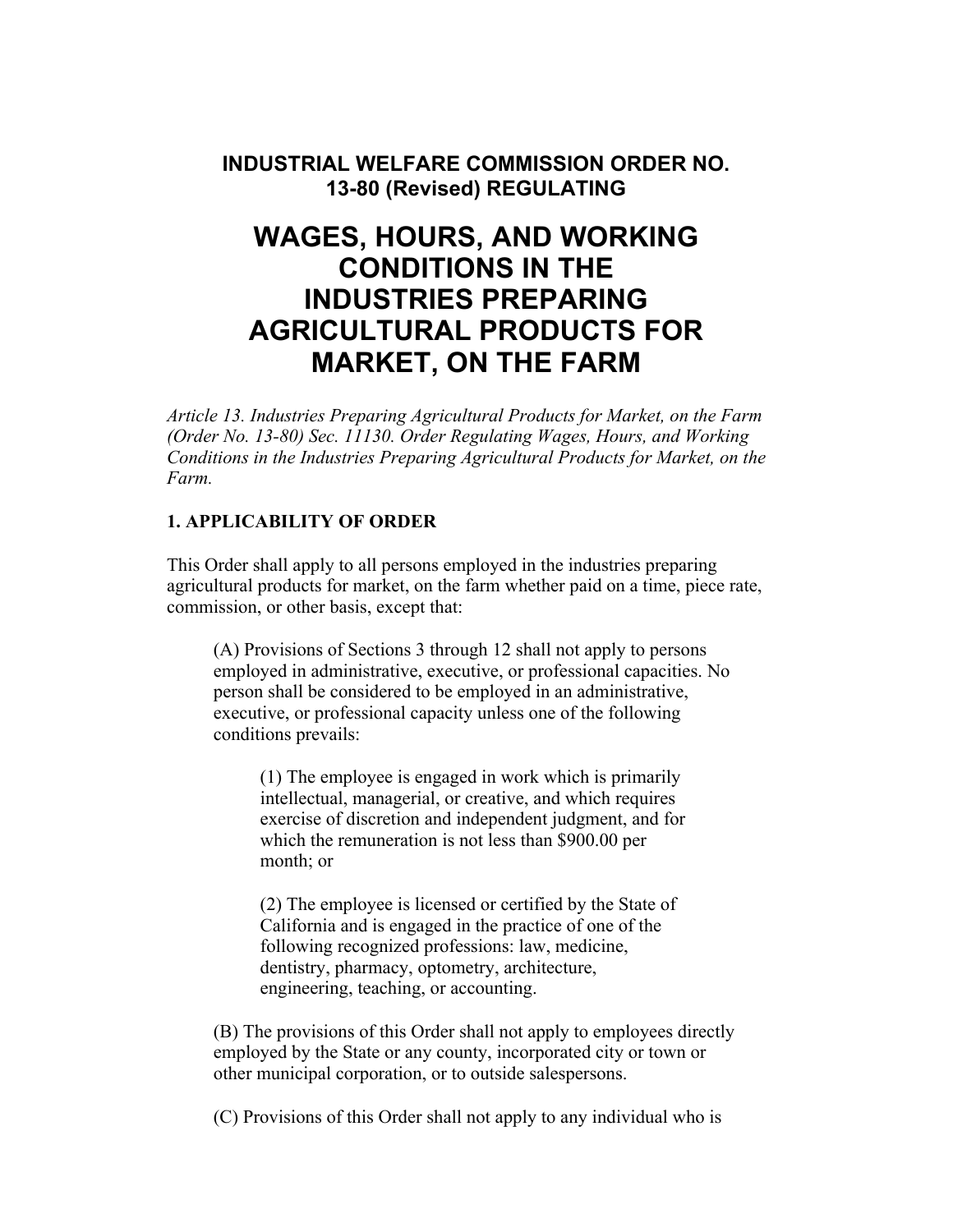**INDUSTRIAL WELFARE COMMISSION ORDER NO. 13-80 (Revised) REGULATING**

# WAGES, HOURS, AND WORKING CONDITIONS IN THE INDUSTRIES PREPARING AGRICULTURAL PRODUCTS FOR MARKET, ON THE FARM

*Article 13. Industries Preparing Agricultural Products for Market, on the Farm (Order No. 13-80) Sec. 11130. Order Regulating Wages, Hours, and Working Conditions in the Industries Preparing Agricultural Products for Market, on the Farm.*

## 1. APPLICABILITY OF ORDER

This Order shall apply to all persons employed in the industries preparing agricultural products for market, on the farm whether paid on a time, piece rate, commission, or other basis, except that:

> (A) Provisions of Sections 3 through 12 shall not apply to persons employed in administrative, executive, or professional capacities. No person shall be considered to be employed in an administrative, executive, or professional capacity unless one of the following conditions prevails:
>
> > (1) The employee is engaged in work which is primarily intellectual, managerial, or creative, and which requires exercise of discretion and independent judgment, and for which the remuneration is not less than $900.00 per month; or
> >
> > (2) The employee is licensed or certified by the State of California and is engaged in the practice of one of the following recognized professions: law, medicine, dentistry, pharmacy, optometry, architecture, engineering, teaching, or accounting.
>
> (B) The provisions of this Order shall not apply to employees directly employed by the State or any county, incorporated city or town or other municipal corporation, or to outside salespersons.
>
> (C) Provisions of this Order shall not apply to any individual who is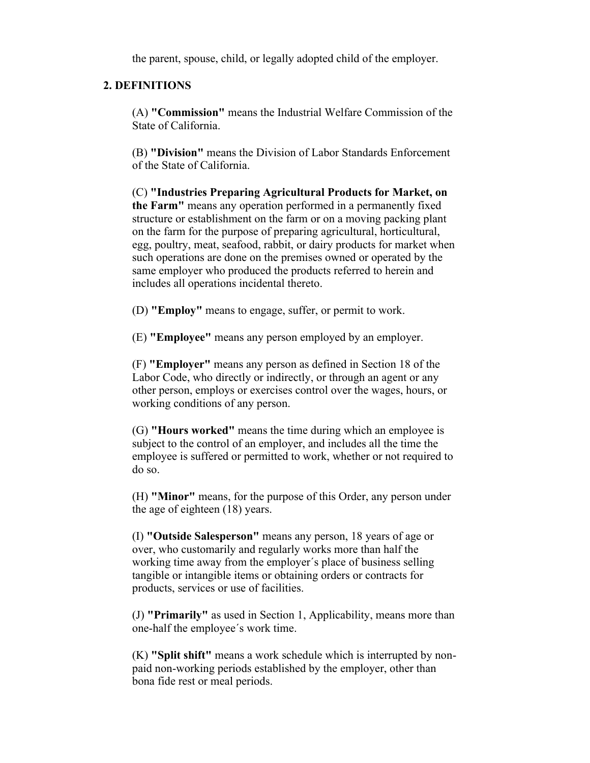the parent, spouse, child, or legally adopted child of the employer.

## 2. DEFINITIONS

(A) **"Commission"** means the Industrial Welfare Commission of the State of California.

(B) **"Division"** means the Division of Labor Standards Enforcement of the State of California.

(C) **"Industries Preparing Agricultural Products for Market, on the Farm"** means any operation performed in a permanently fixed structure or establishment on the farm or on a moving packing plant on the farm for the purpose of preparing agricultural, horticultural, egg, poultry, meat, seafood, rabbit, or dairy products for market when such operations are done on the premises owned or operated by the same employer who produced the products referred to herein and includes all operations incidental thereto.

(D) **"Employ"** means to engage, suffer, or permit to work.

(E) **"Employee"** means any person employed by an employer.

(F) **"Employer"** means any person as defined in Section 18 of the Labor Code, who directly or indirectly, or through an agent or any other person, employs or exercises control over the wages, hours, or working conditions of any person.

(G) **"Hours worked"** means the time during which an employee is subject to the control of an employer, and includes all the time the employee is suffered or permitted to work, whether or not required to do so.

(H) **"Minor"** means, for the purpose of this Order, any person under the age of eighteen (18) years.

(I) **"Outside Salesperson"** means any person, 18 years of age or over, who customarily and regularly works more than half the working time away from the employer´s place of business selling tangible or intangible items or obtaining orders or contracts for products, services or use of facilities.

(J) **"Primarily"** as used in Section 1, Applicability, means more than one-half the employee´s work time.

(K) **"Split shift"** means a work schedule which is interrupted by non-paid non-working periods established by the employer, other than bona fide rest or meal periods.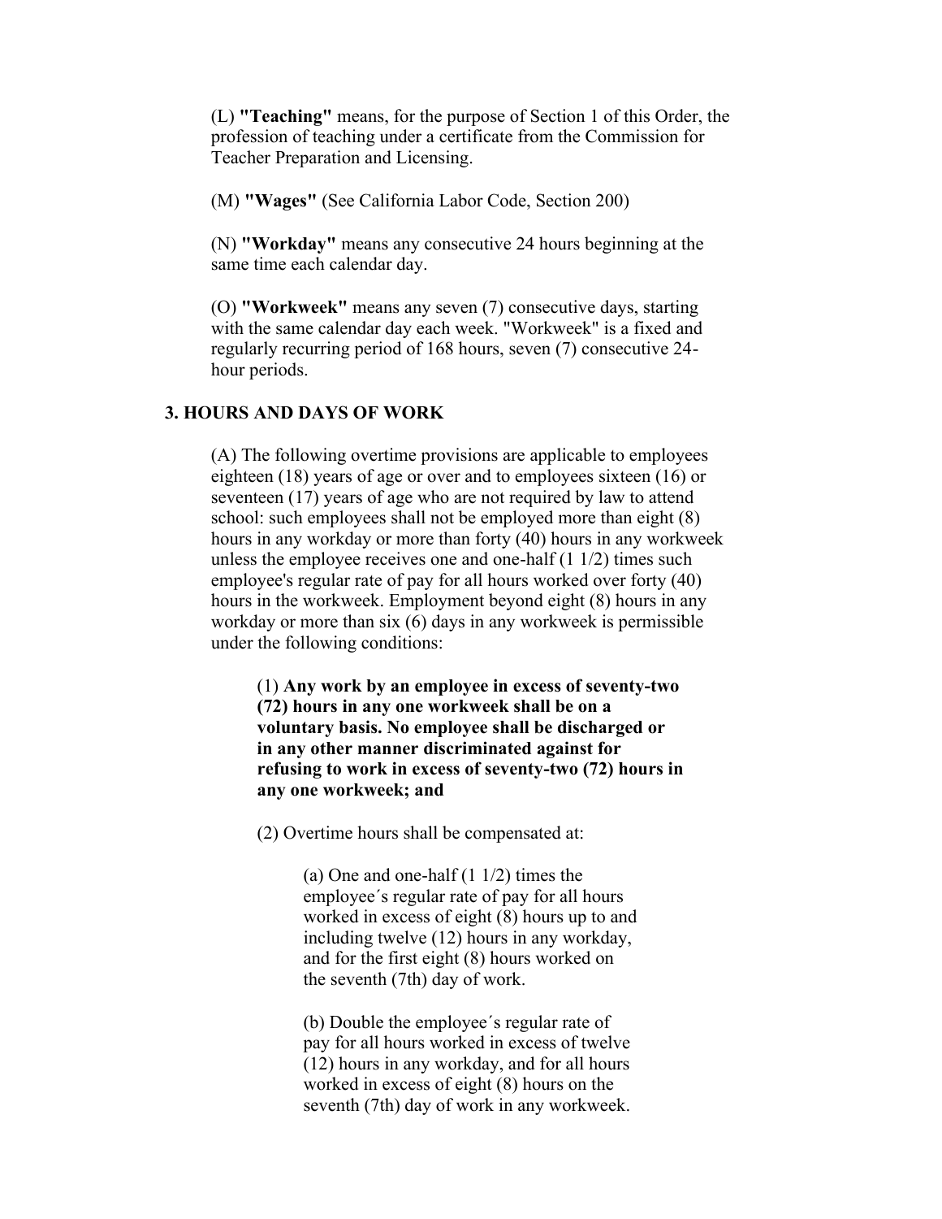(L) **"Teaching"** means, for the purpose of Section 1 of this Order, the profession of teaching under a certificate from the Commission for Teacher Preparation and Licensing.

(M) **"Wages"** (See California Labor Code, Section 200)

(N) **"Workday"** means any consecutive 24 hours beginning at the same time each calendar day.

(O) **"Workweek"** means any seven (7) consecutive days, starting with the same calendar day each week. "Workweek" is a fixed and regularly recurring period of 168 hours, seven (7) consecutive 24-hour periods.

## 3. HOURS AND DAYS OF WORK

(A) The following overtime provisions are applicable to employees eighteen (18) years of age or over and to employees sixteen (16) or seventeen (17) years of age who are not required by law to attend school: such employees shall not be employed more than eight (8) hours in any workday or more than forty (40) hours in any workweek unless the employee receives one and one-half (1 1/2) times such employee's regular rate of pay for all hours worked over forty (40) hours in the workweek. Employment beyond eight (8) hours in any workday or more than six (6) days in any workweek is permissible under the following conditions:

(1) **Any work by an employee in excess of seventy-two (72) hours in any one workweek shall be on a voluntary basis. No employee shall be discharged or in any other manner discriminated against for refusing to work in excess of seventy-two (72) hours in any one workweek; and**

(2) Overtime hours shall be compensated at:

(a) One and one-half (1 1/2) times the employee´s regular rate of pay for all hours worked in excess of eight (8) hours up to and including twelve (12) hours in any workday, and for the first eight (8) hours worked on the seventh (7th) day of work.

(b) Double the employee´s regular rate of pay for all hours worked in excess of twelve (12) hours in any workday, and for all hours worked in excess of eight (8) hours on the seventh (7th) day of work in any workweek.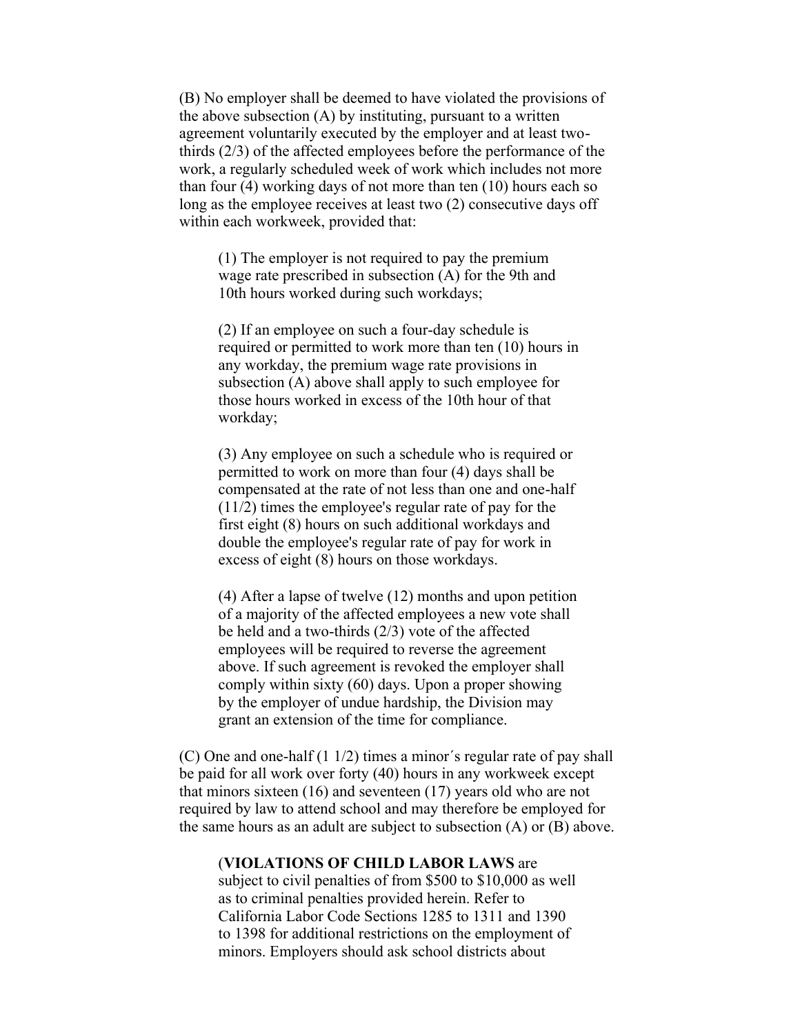(B) No employer shall be deemed to have violated the provisions of the above subsection (A) by instituting, pursuant to a written agreement voluntarily executed by the employer and at least two-thirds (2/3) of the affected employees before the performance of the work, a regularly scheduled week of work which includes not more than four (4) working days of not more than ten (10) hours each so long as the employee receives at least two (2) consecutive days off within each workweek, provided that:

> (1) The employer is not required to pay the premium wage rate prescribed in subsection (A) for the 9th and 10th hours worked during such workdays;
>
> (2) If an employee on such a four-day schedule is required or permitted to work more than ten (10) hours in any workday, the premium wage rate provisions in subsection (A) above shall apply to such employee for those hours worked in excess of the 10th hour of that workday;
>
> (3) Any employee on such a schedule who is required or permitted to work on more than four (4) days shall be compensated at the rate of not less than one and one-half (11/2) times the employee's regular rate of pay for the first eight (8) hours on such additional workdays and double the employee's regular rate of pay for work in excess of eight (8) hours on those workdays.
>
> (4) After a lapse of twelve (12) months and upon petition of a majority of the affected employees a new vote shall be held and a two-thirds (2/3) vote of the affected employees will be required to reverse the agreement above. If such agreement is revoked the employer shall comply within sixty (60) days. Upon a proper showing by the employer of undue hardship, the Division may grant an extension of the time for compliance.

(C) One and one-half (1 1/2) times a minor´s regular rate of pay shall be paid for all work over forty (40) hours in any workweek except that minors sixteen (16) and seventeen (17) years old who are not required by law to attend school and may therefore be employed for the same hours as an adult are subject to subsection (A) or (B) above.

> (**VIOLATIONS OF CHILD LABOR LAWS** are subject to civil penalties of from $500 to $10,000 as well as to criminal penalties provided herein. Refer to California Labor Code Sections 1285 to 1311 and 1390 to 1398 for additional restrictions on the employment of minors. Employers should ask school districts about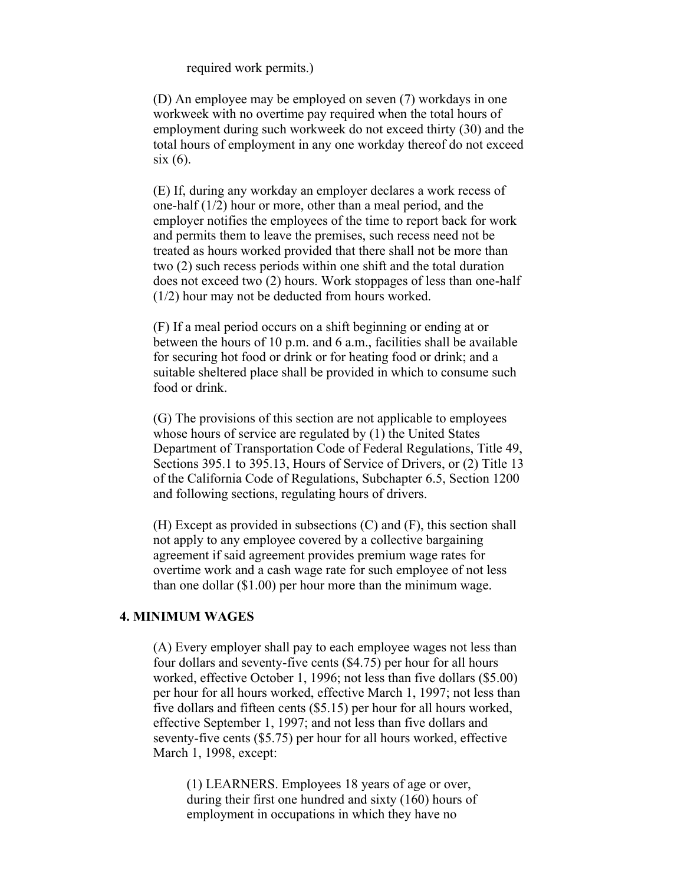required work permits.)

(D) An employee may be employed on seven (7) workdays in one workweek with no overtime pay required when the total hours of employment during such workweek do not exceed thirty (30) and the total hours of employment in any one workday thereof do not exceed six (6).

(E) If, during any workday an employer declares a work recess of one-half (1/2) hour or more, other than a meal period, and the employer notifies the employees of the time to report back for work and permits them to leave the premises, such recess need not be treated as hours worked provided that there shall not be more than two (2) such recess periods within one shift and the total duration does not exceed two (2) hours. Work stoppages of less than one-half (1/2) hour may not be deducted from hours worked.

(F) If a meal period occurs on a shift beginning or ending at or between the hours of 10 p.m. and 6 a.m., facilities shall be available for securing hot food or drink or for heating food or drink; and a suitable sheltered place shall be provided in which to consume such food or drink.

(G) The provisions of this section are not applicable to employees whose hours of service are regulated by (1) the United States Department of Transportation Code of Federal Regulations, Title 49, Sections 395.1 to 395.13, Hours of Service of Drivers, or (2) Title 13 of the California Code of Regulations, Subchapter 6.5, Section 1200 and following sections, regulating hours of drivers.

(H) Except as provided in subsections (C) and (F), this section shall not apply to any employee covered by a collective bargaining agreement if said agreement provides premium wage rates for overtime work and a cash wage rate for such employee of not less than one dollar ($1.00) per hour more than the minimum wage.

### 4. MINIMUM WAGES

(A) Every employer shall pay to each employee wages not less than four dollars and seventy-five cents ($4.75) per hour for all hours worked, effective October 1, 1996; not less than five dollars ($5.00) per hour for all hours worked, effective March 1, 1997; not less than five dollars and fifteen cents ($5.15) per hour for all hours worked, effective September 1, 1997; and not less than five dollars and seventy-five cents ($5.75) per hour for all hours worked, effective March 1, 1998, except:

(1) LEARNERS. Employees 18 years of age or over, during their first one hundred and sixty (160) hours of employment in occupations in which they have no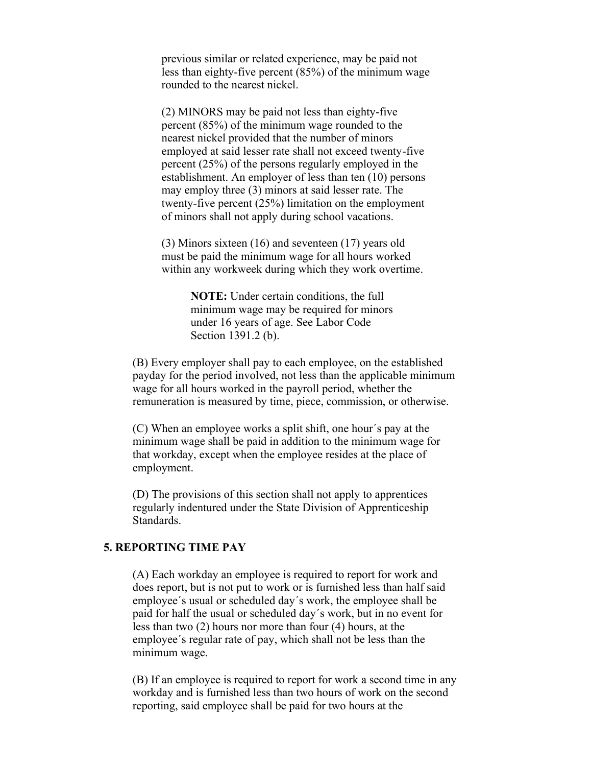previous similar or related experience, may be paid not less than eighty-five percent (85%) of the minimum wage rounded to the nearest nickel.

(2) MINORS may be paid not less than eighty-five percent (85%) of the minimum wage rounded to the nearest nickel provided that the number of minors employed at said lesser rate shall not exceed twenty-five percent (25%) of the persons regularly employed in the establishment. An employer of less than ten (10) persons may employ three (3) minors at said lesser rate. The twenty-five percent (25%) limitation on the employment of minors shall not apply during school vacations.

(3) Minors sixteen (16) and seventeen (17) years old must be paid the minimum wage for all hours worked within any workweek during which they work overtime.

> **NOTE:** Under certain conditions, the full minimum wage may be required for minors under 16 years of age. See Labor Code Section 1391.2 (b).

(B) Every employer shall pay to each employee, on the established payday for the period involved, not less than the applicable minimum wage for all hours worked in the payroll period, whether the remuneration is measured by time, piece, commission, or otherwise.

(C) When an employee works a split shift, one hour´s pay at the minimum wage shall be paid in addition to the minimum wage for that workday, except when the employee resides at the place of employment.

(D) The provisions of this section shall not apply to apprentices regularly indentured under the State Division of Apprenticeship Standards.

## 5. REPORTING TIME PAY

(A) Each workday an employee is required to report for work and does report, but is not put to work or is furnished less than half said employee´s usual or scheduled day´s work, the employee shall be paid for half the usual or scheduled day´s work, but in no event for less than two (2) hours nor more than four (4) hours, at the employee´s regular rate of pay, which shall not be less than the minimum wage.

(B) If an employee is required to report for work a second time in any workday and is furnished less than two hours of work on the second reporting, said employee shall be paid for two hours at the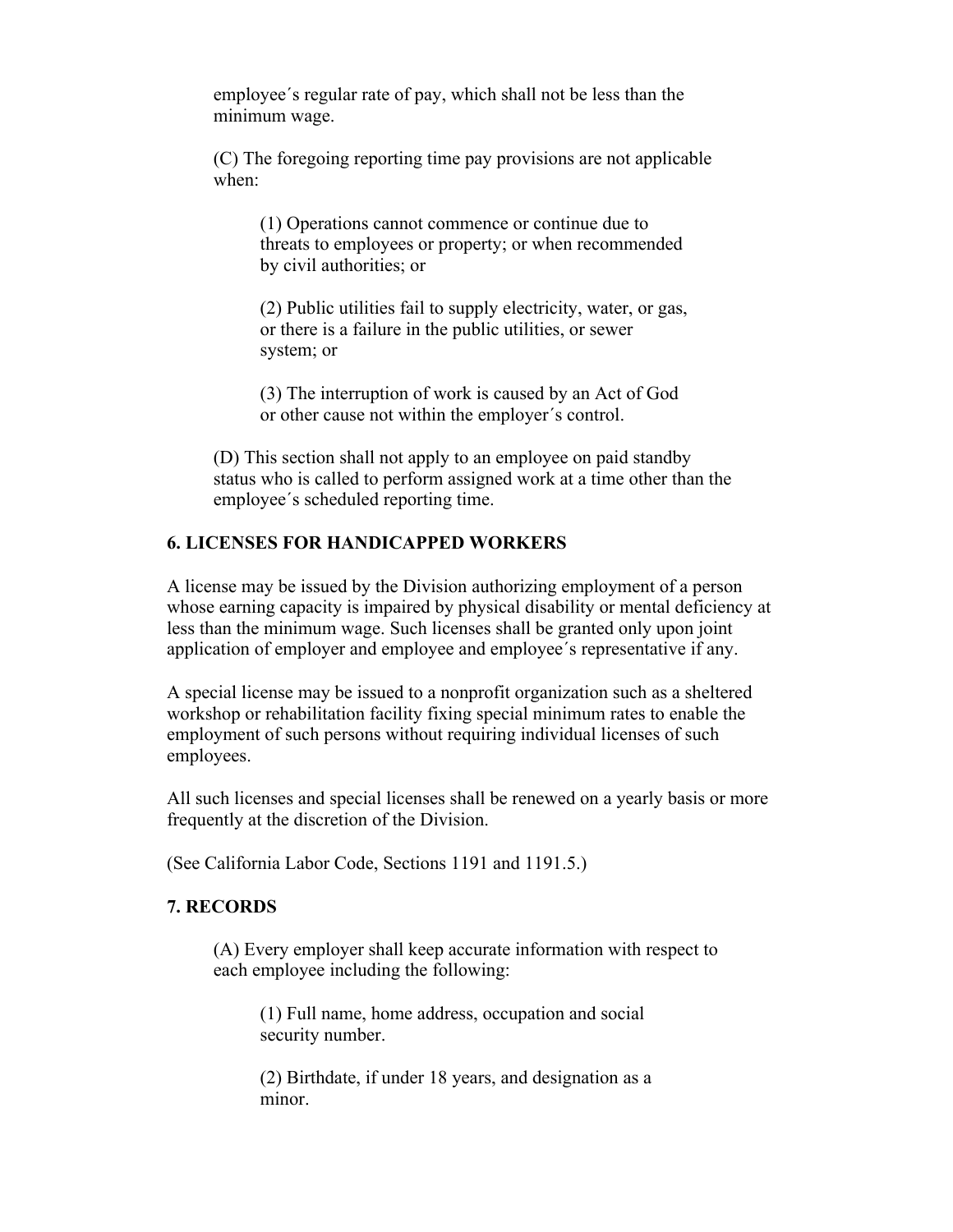employee´s regular rate of pay, which shall not be less than the minimum wage.

(C) The foregoing reporting time pay provisions are not applicable when:

(1) Operations cannot commence or continue due to threats to employees or property; or when recommended by civil authorities; or

(2) Public utilities fail to supply electricity, water, or gas, or there is a failure in the public utilities, or sewer system; or

(3) The interruption of work is caused by an Act of God or other cause not within the employer´s control.

(D) This section shall not apply to an employee on paid standby status who is called to perform assigned work at a time other than the employee´s scheduled reporting time.

## 6. LICENSES FOR HANDICAPPED WORKERS

A license may be issued by the Division authorizing employment of a person whose earning capacity is impaired by physical disability or mental deficiency at less than the minimum wage. Such licenses shall be granted only upon joint application of employer and employee and employee´s representative if any.

A special license may be issued to a nonprofit organization such as a sheltered workshop or rehabilitation facility fixing special minimum rates to enable the employment of such persons without requiring individual licenses of such employees.

All such licenses and special licenses shall be renewed on a yearly basis or more frequently at the discretion of the Division.

(See California Labor Code, Sections 1191 and 1191.5.)

## 7. RECORDS

(A) Every employer shall keep accurate information with respect to each employee including the following:

(1) Full name, home address, occupation and social security number.

(2) Birthdate, if under 18 years, and designation as a minor.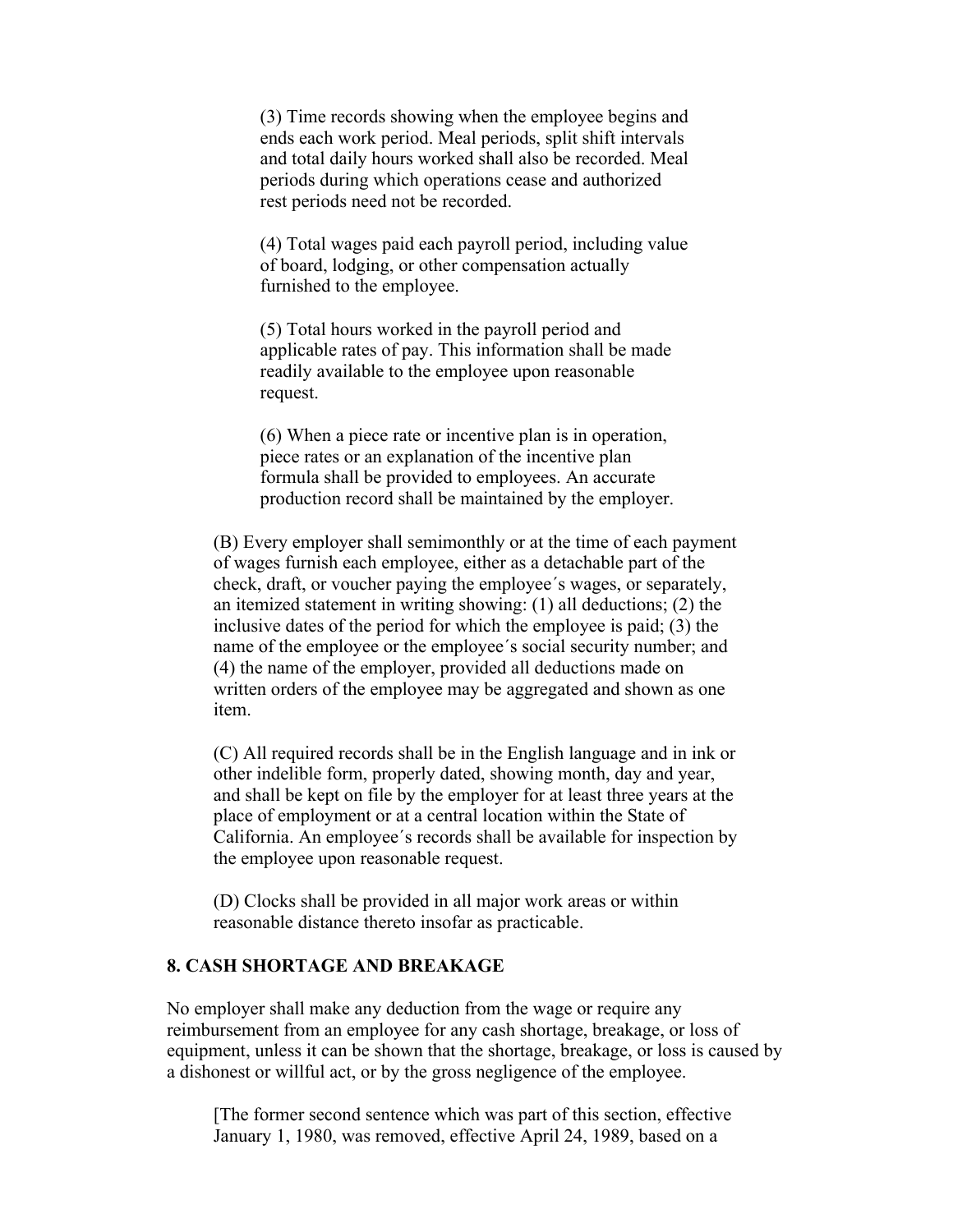(3) Time records showing when the employee begins and ends each work period. Meal periods, split shift intervals and total daily hours worked shall also be recorded. Meal periods during which operations cease and authorized rest periods need not be recorded.

(4) Total wages paid each payroll period, including value of board, lodging, or other compensation actually furnished to the employee.

(5) Total hours worked in the payroll period and applicable rates of pay. This information shall be made readily available to the employee upon reasonable request.

(6) When a piece rate or incentive plan is in operation, piece rates or an explanation of the incentive plan formula shall be provided to employees. An accurate production record shall be maintained by the employer.

(B) Every employer shall semimonthly or at the time of each payment of wages furnish each employee, either as a detachable part of the check, draft, or voucher paying the employee´s wages, or separately, an itemized statement in writing showing: (1) all deductions; (2) the inclusive dates of the period for which the employee is paid; (3) the name of the employee or the employee´s social security number; and (4) the name of the employer, provided all deductions made on written orders of the employee may be aggregated and shown as one item.

(C) All required records shall be in the English language and in ink or other indelible form, properly dated, showing month, day and year, and shall be kept on file by the employer for at least three years at the place of employment or at a central location within the State of California. An employee´s records shall be available for inspection by the employee upon reasonable request.

(D) Clocks shall be provided in all major work areas or within reasonable distance thereto insofar as practicable.

**8. CASH SHORTAGE AND BREAKAGE**

No employer shall make any deduction from the wage or require any reimbursement from an employee for any cash shortage, breakage, or loss of equipment, unless it can be shown that the shortage, breakage, or loss is caused by a dishonest or willful act, or by the gross negligence of the employee.

[The former second sentence which was part of this section, effective January 1, 1980, was removed, effective April 24, 1989, based on a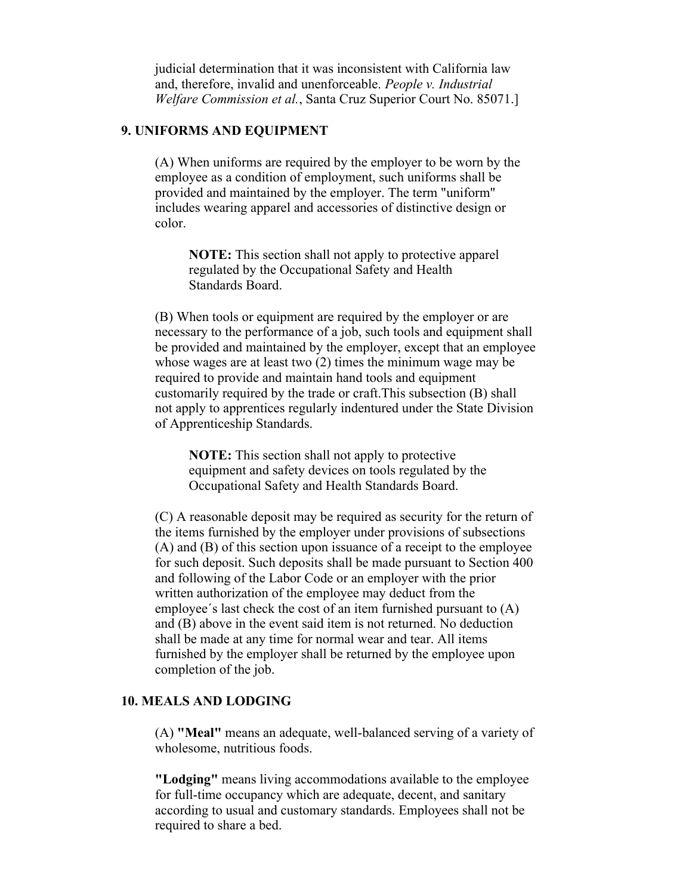judicial determination that it was inconsistent with California law and, therefore, invalid and unenforceable. *People v. Industrial Welfare Commission et al.*, Santa Cruz Superior Court No. 85071.]

## 9. UNIFORMS AND EQUIPMENT

(A) When uniforms are required by the employer to be worn by the employee as a condition of employment, such uniforms shall be provided and maintained by the employer. The term "uniform" includes wearing apparel and accessories of distinctive design or color.

> **NOTE:** This section shall not apply to protective apparel regulated by the Occupational Safety and Health Standards Board.

(B) When tools or equipment are required by the employer or are necessary to the performance of a job, such tools and equipment shall be provided and maintained by the employer, except that an employee whose wages are at least two (2) times the minimum wage may be required to provide and maintain hand tools and equipment customarily required by the trade or craft.This subsection (B) shall not apply to apprentices regularly indentured under the State Division of Apprenticeship Standards.

> **NOTE:** This section shall not apply to protective equipment and safety devices on tools regulated by the Occupational Safety and Health Standards Board.

(C) A reasonable deposit may be required as security for the return of the items furnished by the employer under provisions of subsections (A) and (B) of this section upon issuance of a receipt to the employee for such deposit. Such deposits shall be made pursuant to Section 400 and following of the Labor Code or an employer with the prior written authorization of the employee may deduct from the employee´s last check the cost of an item furnished pursuant to (A) and (B) above in the event said item is not returned. No deduction shall be made at any time for normal wear and tear. All items furnished by the employer shall be returned by the employee upon completion of the job.

## 10. MEALS AND LODGING

(A) **"Meal"** means an adequate, well-balanced serving of a variety of wholesome, nutritious foods.

**"Lodging"** means living accommodations available to the employee for full-time occupancy which are adequate, decent, and sanitary according to usual and customary standards. Employees shall not be required to share a bed.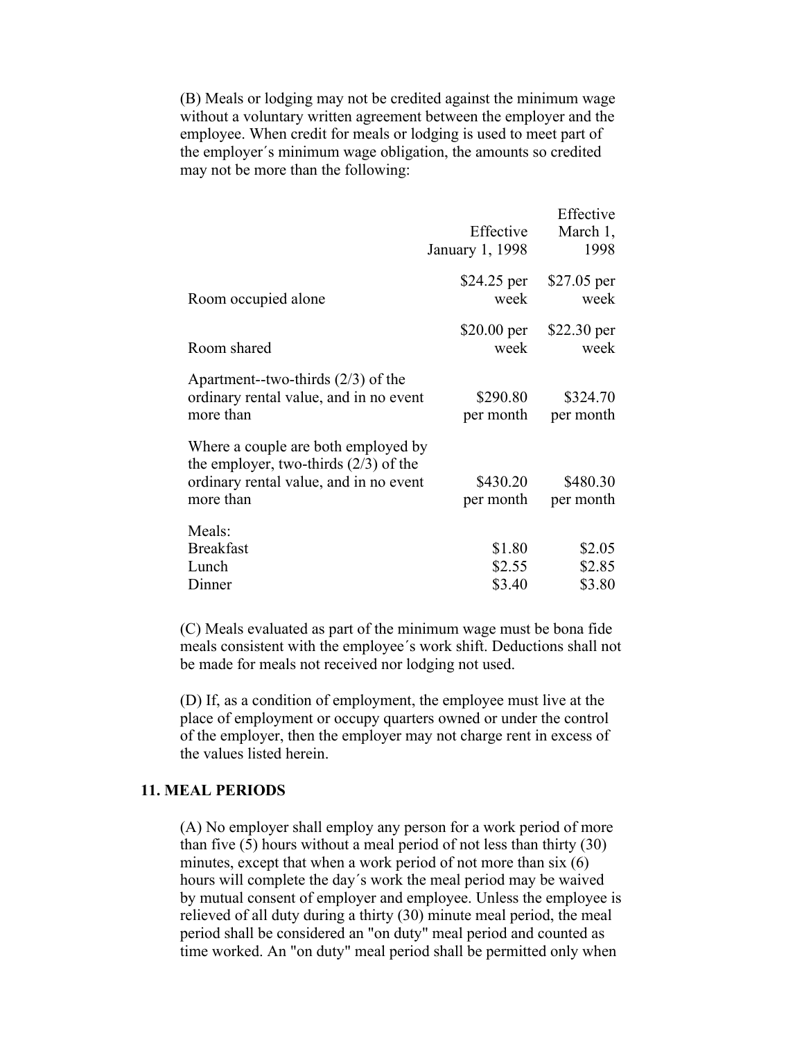(B) Meals or lodging may not be credited against the minimum wage without a voluntary written agreement between the employer and the employee. When credit for meals or lodging is used to meet part of the employer´s minimum wage obligation, the amounts so credited may not be more than the following:

| | Effective January 1, 1998 | Effective March 1, 1998 |
|---|---|---|
| Room occupied alone | $24.25 per week | $27.05 per week |
| Room shared | $20.00 per week | $22.30 per week |
| Apartment--two-thirds (2/3) of the ordinary rental value, and in no event more than | $290.80 per month | $324.70 per month |
| Where a couple are both employed by the employer, two-thirds (2/3) of the ordinary rental value, and in no event more than | $430.20 per month | $480.30 per month |
| Meals: | | |
| Breakfast | $1.80 | $2.05 |
| Lunch | $2.55 | $2.85 |
| Dinner | $3.40 | $3.80 |

(C) Meals evaluated as part of the minimum wage must be bona fide meals consistent with the employee´s work shift. Deductions shall not be made for meals not received nor lodging not used.

(D) If, as a condition of employment, the employee must live at the place of employment or occupy quarters owned or under the control of the employer, then the employer may not charge rent in excess of the values listed herein.

## 11. MEAL PERIODS

(A) No employer shall employ any person for a work period of more than five (5) hours without a meal period of not less than thirty (30) minutes, except that when a work period of not more than six (6) hours will complete the day´s work the meal period may be waived by mutual consent of employer and employee. Unless the employee is relieved of all duty during a thirty (30) minute meal period, the meal period shall be considered an "on duty" meal period and counted as time worked. An "on duty" meal period shall be permitted only when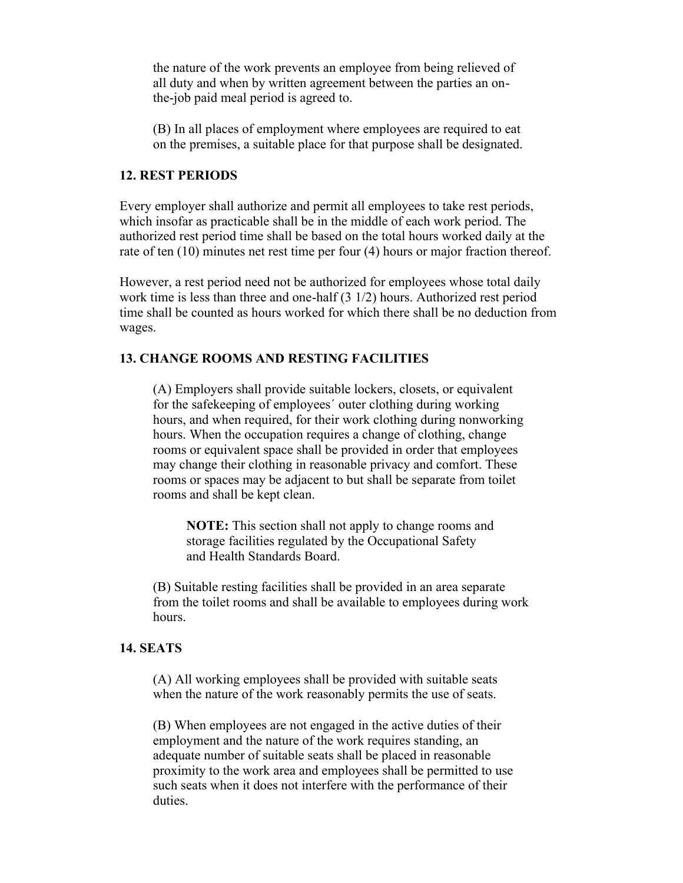the nature of the work prevents an employee from being relieved of all duty and when by written agreement between the parties an on-the-job paid meal period is agreed to.

(B) In all places of employment where employees are required to eat on the premises, a suitable place for that purpose shall be designated.

### 12. REST PERIODS

Every employer shall authorize and permit all employees to take rest periods, which insofar as practicable shall be in the middle of each work period. The authorized rest period time shall be based on the total hours worked daily at the rate of ten (10) minutes net rest time per four (4) hours or major fraction thereof.

However, a rest period need not be authorized for employees whose total daily work time is less than three and one-half (3 1/2) hours. Authorized rest period time shall be counted as hours worked for which there shall be no deduction from wages.

### 13. CHANGE ROOMS AND RESTING FACILITIES

(A) Employers shall provide suitable lockers, closets, or equivalent for the safekeeping of employees´ outer clothing during working hours, and when required, for their work clothing during nonworking hours. When the occupation requires a change of clothing, change rooms or equivalent space shall be provided in order that employees may change their clothing in reasonable privacy and comfort. These rooms or spaces may be adjacent to but shall be separate from toilet rooms and shall be kept clean.

> **NOTE:** This section shall not apply to change rooms and storage facilities regulated by the Occupational Safety and Health Standards Board.

(B) Suitable resting facilities shall be provided in an area separate from the toilet rooms and shall be available to employees during work hours.

### 14. SEATS

(A) All working employees shall be provided with suitable seats when the nature of the work reasonably permits the use of seats.

(B) When employees are not engaged in the active duties of their employment and the nature of the work requires standing, an adequate number of suitable seats shall be placed in reasonable proximity to the work area and employees shall be permitted to use such seats when it does not interfere with the performance of their duties.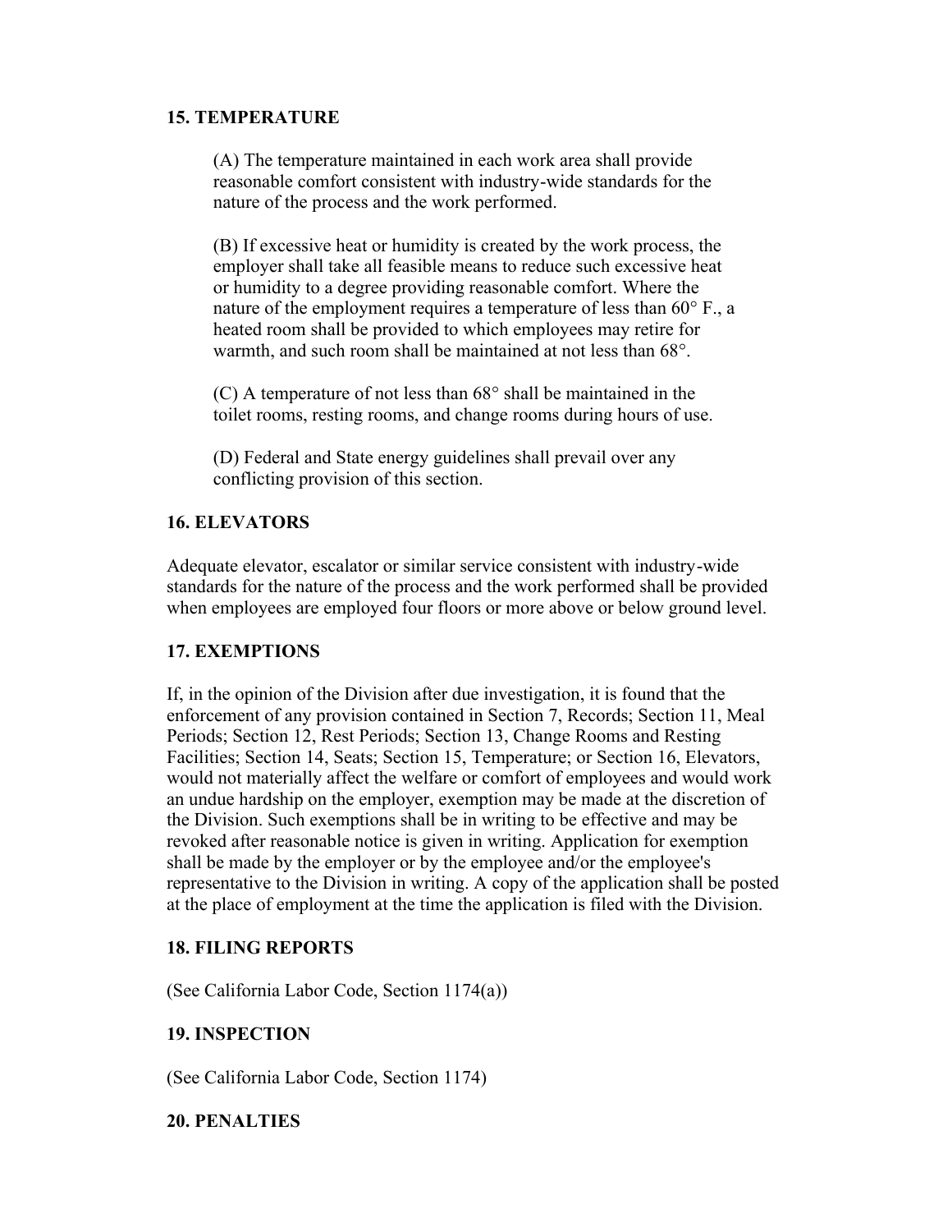## 15. TEMPERATURE

(A) The temperature maintained in each work area shall provide reasonable comfort consistent with industry-wide standards for the nature of the process and the work performed.

(B) If excessive heat or humidity is created by the work process, the employer shall take all feasible means to reduce such excessive heat or humidity to a degree providing reasonable comfort. Where the nature of the employment requires a temperature of less than 60° F., a heated room shall be provided to which employees may retire for warmth, and such room shall be maintained at not less than 68°.

(C) A temperature of not less than 68° shall be maintained in the toilet rooms, resting rooms, and change rooms during hours of use.

(D) Federal and State energy guidelines shall prevail over any conflicting provision of this section.

## 16. ELEVATORS

Adequate elevator, escalator or similar service consistent with industry-wide standards for the nature of the process and the work performed shall be provided when employees are employed four floors or more above or below ground level.

## 17. EXEMPTIONS

If, in the opinion of the Division after due investigation, it is found that the enforcement of any provision contained in Section 7, Records; Section 11, Meal Periods; Section 12, Rest Periods; Section 13, Change Rooms and Resting Facilities; Section 14, Seats; Section 15, Temperature; or Section 16, Elevators, would not materially affect the welfare or comfort of employees and would work an undue hardship on the employer, exemption may be made at the discretion of the Division. Such exemptions shall be in writing to be effective and may be revoked after reasonable notice is given in writing. Application for exemption shall be made by the employer or by the employee and/or the employee's representative to the Division in writing. A copy of the application shall be posted at the place of employment at the time the application is filed with the Division.

## 18. FILING REPORTS

(See California Labor Code, Section 1174(a))

## 19. INSPECTION

(See California Labor Code, Section 1174)

## 20. PENALTIES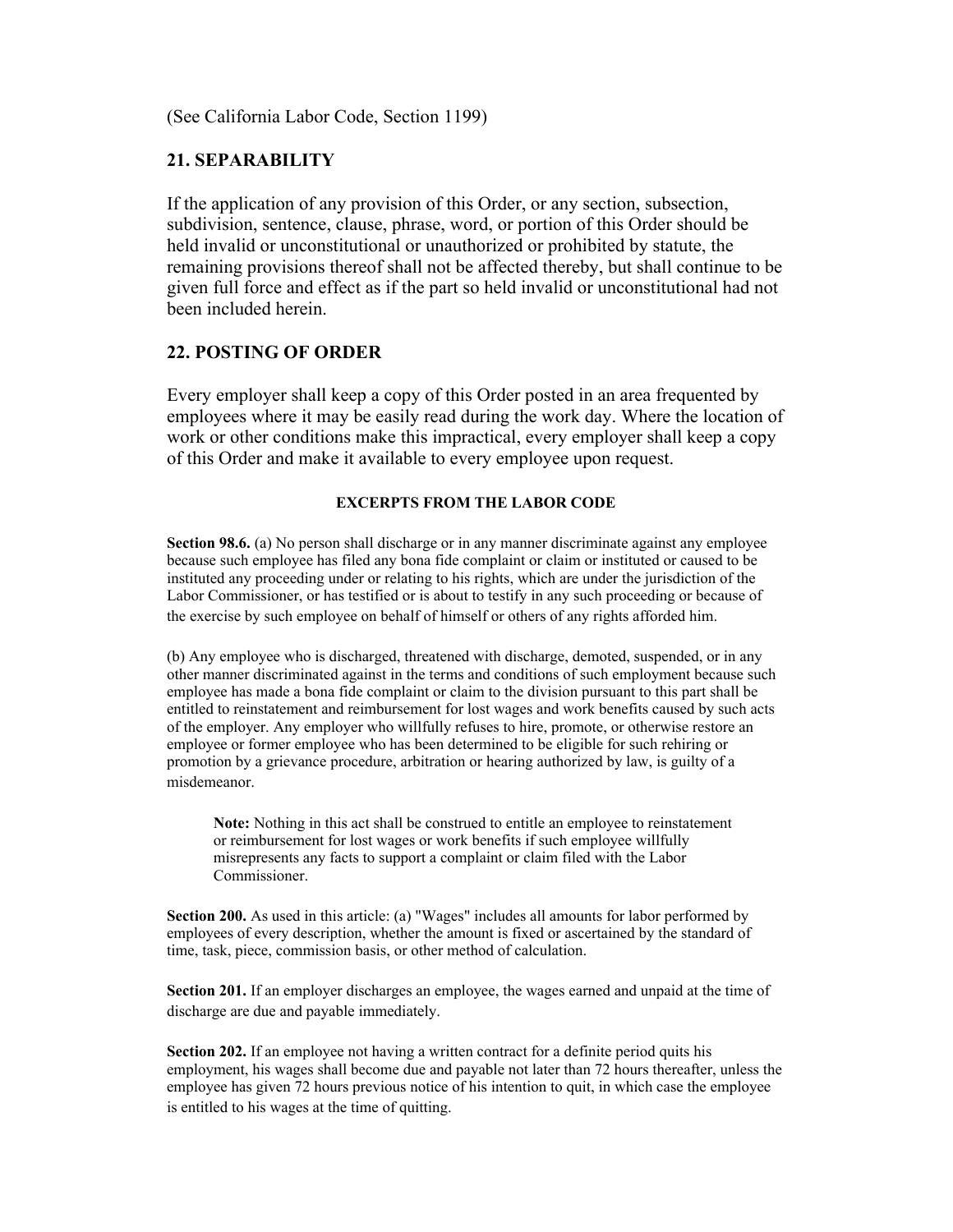(See California Labor Code, Section 1199)

## 21. SEPARABILITY

If the application of any provision of this Order, or any section, subsection, subdivision, sentence, clause, phrase, word, or portion of this Order should be held invalid or unconstitutional or unauthorized or prohibited by statute, the remaining provisions thereof shall not be affected thereby, but shall continue to be given full force and effect as if the part so held invalid or unconstitutional had not been included herein.

## 22. POSTING OF ORDER

Every employer shall keep a copy of this Order posted in an area frequented by employees where it may be easily read during the work day. Where the location of work or other conditions make this impractical, every employer shall keep a copy of this Order and make it available to every employee upon request.

### EXCERPTS FROM THE LABOR CODE

**Section 98.6.** (a) No person shall discharge or in any manner discriminate against any employee because such employee has filed any bona fide complaint or claim or instituted or caused to be instituted any proceeding under or relating to his rights, which are under the jurisdiction of the Labor Commissioner, or has testified or is about to testify in any such proceeding or because of the exercise by such employee on behalf of himself or others of any rights afforded him.

(b) Any employee who is discharged, threatened with discharge, demoted, suspended, or in any other manner discriminated against in the terms and conditions of such employment because such employee has made a bona fide complaint or claim to the division pursuant to this part shall be entitled to reinstatement and reimbursement for lost wages and work benefits caused by such acts of the employer. Any employer who willfully refuses to hire, promote, or otherwise restore an employee or former employee who has been determined to be eligible for such rehiring or promotion by a grievance procedure, arbitration or hearing authorized by law, is guilty of a misdemeanor.

> **Note:** Nothing in this act shall be construed to entitle an employee to reinstatement or reimbursement for lost wages or work benefits if such employee willfully misrepresents any facts to support a complaint or claim filed with the Labor Commissioner.

**Section 200.** As used in this article: (a) "Wages" includes all amounts for labor performed by employees of every description, whether the amount is fixed or ascertained by the standard of time, task, piece, commission basis, or other method of calculation.

**Section 201.** If an employer discharges an employee, the wages earned and unpaid at the time of discharge are due and payable immediately.

**Section 202.** If an employee not having a written contract for a definite period quits his employment, his wages shall become due and payable not later than 72 hours thereafter, unless the employee has given 72 hours previous notice of his intention to quit, in which case the employee is entitled to his wages at the time of quitting.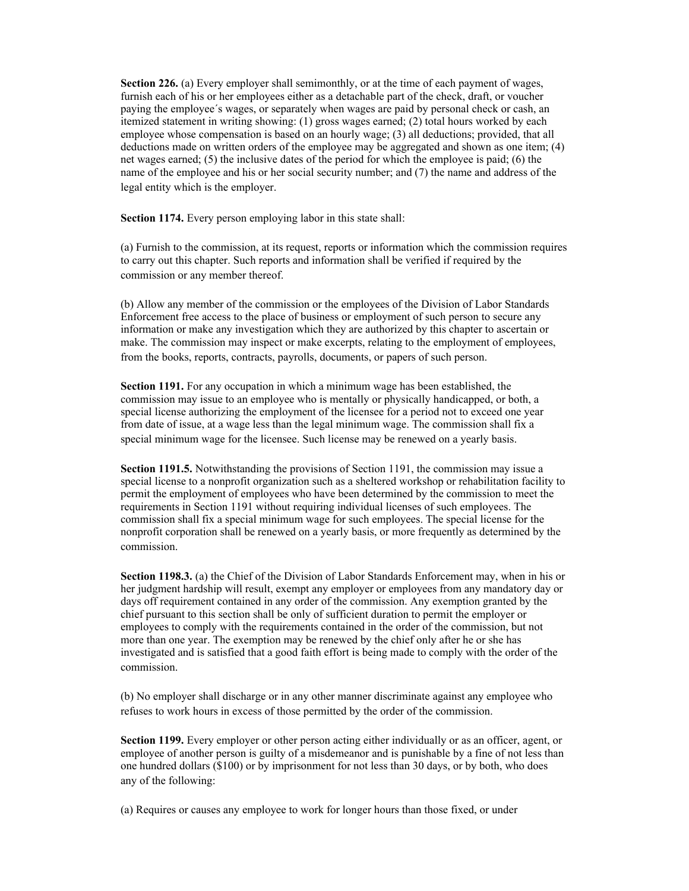**Section 226.** (a) Every employer shall semimonthly, or at the time of each payment of wages, furnish each of his or her employees either as a detachable part of the check, draft, or voucher paying the employee´s wages, or separately when wages are paid by personal check or cash, an itemized statement in writing showing: (1) gross wages earned; (2) total hours worked by each employee whose compensation is based on an hourly wage; (3) all deductions; provided, that all deductions made on written orders of the employee may be aggregated and shown as one item; (4) net wages earned; (5) the inclusive dates of the period for which the employee is paid; (6) the name of the employee and his or her social security number; and (7) the name and address of the legal entity which is the employer.

**Section 1174.** Every person employing labor in this state shall:

(a) Furnish to the commission, at its request, reports or information which the commission requires to carry out this chapter. Such reports and information shall be verified if required by the commission or any member thereof.

(b) Allow any member of the commission or the employees of the Division of Labor Standards Enforcement free access to the place of business or employment of such person to secure any information or make any investigation which they are authorized by this chapter to ascertain or make. The commission may inspect or make excerpts, relating to the employment of employees, from the books, reports, contracts, payrolls, documents, or papers of such person.

**Section 1191.** For any occupation in which a minimum wage has been established, the commission may issue to an employee who is mentally or physically handicapped, or both, a special license authorizing the employment of the licensee for a period not to exceed one year from date of issue, at a wage less than the legal minimum wage. The commission shall fix a special minimum wage for the licensee. Such license may be renewed on a yearly basis.

**Section 1191.5.** Notwithstanding the provisions of Section 1191, the commission may issue a special license to a nonprofit organization such as a sheltered workshop or rehabilitation facility to permit the employment of employees who have been determined by the commission to meet the requirements in Section 1191 without requiring individual licenses of such employees. The commission shall fix a special minimum wage for such employees. The special license for the nonprofit corporation shall be renewed on a yearly basis, or more frequently as determined by the commission.

**Section 1198.3.** (a) the Chief of the Division of Labor Standards Enforcement may, when in his or her judgment hardship will result, exempt any employer or employees from any mandatory day or days off requirement contained in any order of the commission. Any exemption granted by the chief pursuant to this section shall be only of sufficient duration to permit the employer or employees to comply with the requirements contained in the order of the commission, but not more than one year. The exemption may be renewed by the chief only after he or she has investigated and is satisfied that a good faith effort is being made to comply with the order of the commission.

(b) No employer shall discharge or in any other manner discriminate against any employee who refuses to work hours in excess of those permitted by the order of the commission.

**Section 1199.** Every employer or other person acting either individually or as an officer, agent, or employee of another person is guilty of a misdemeanor and is punishable by a fine of not less than one hundred dollars ($100) or by imprisonment for not less than 30 days, or by both, who does any of the following:

(a) Requires or causes any employee to work for longer hours than those fixed, or under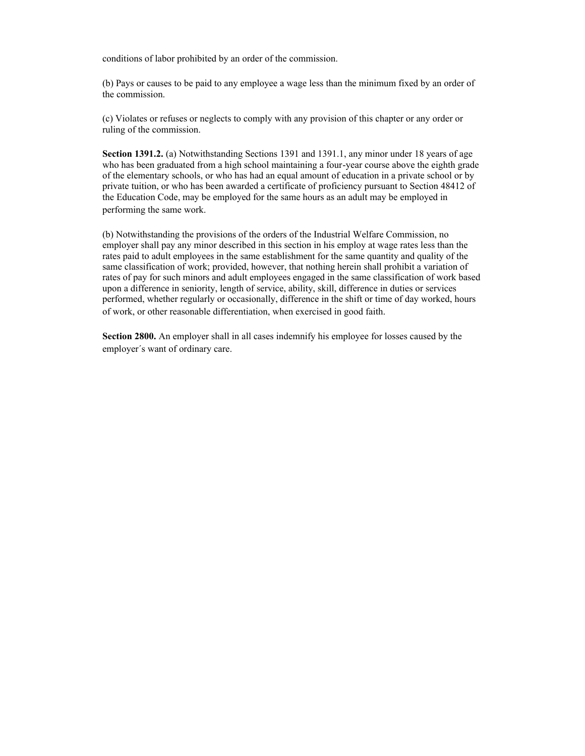conditions of labor prohibited by an order of the commission.

(b) Pays or causes to be paid to any employee a wage less than the minimum fixed by an order of the commission.

(c) Violates or refuses or neglects to comply with any provision of this chapter or any order or ruling of the commission.

**Section 1391.2.** (a) Notwithstanding Sections 1391 and 1391.1, any minor under 18 years of age who has been graduated from a high school maintaining a four-year course above the eighth grade of the elementary schools, or who has had an equal amount of education in a private school or by private tuition, or who has been awarded a certificate of proficiency pursuant to Section 48412 of the Education Code, may be employed for the same hours as an adult may be employed in performing the same work.

(b) Notwithstanding the provisions of the orders of the Industrial Welfare Commission, no employer shall pay any minor described in this section in his employ at wage rates less than the rates paid to adult employees in the same establishment for the same quantity and quality of the same classification of work; provided, however, that nothing herein shall prohibit a variation of rates of pay for such minors and adult employees engaged in the same classification of work based upon a difference in seniority, length of service, ability, skill, difference in duties or services performed, whether regularly or occasionally, difference in the shift or time of day worked, hours of work, or other reasonable differentiation, when exercised in good faith.

**Section 2800.** An employer shall in all cases indemnify his employee for losses caused by the employer´s want of ordinary care.